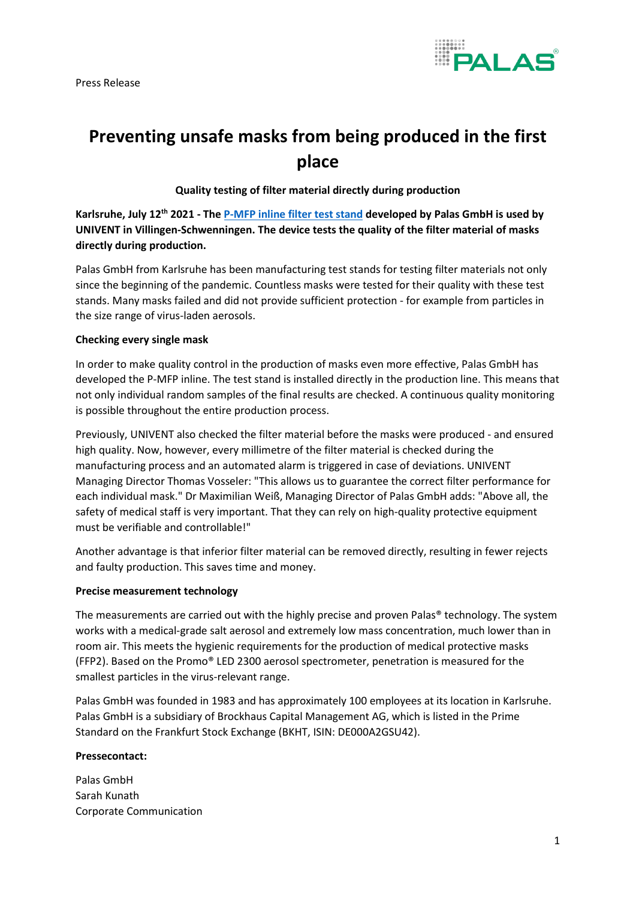Press Release

# Preventing unsafe masks from being produced in the first place

**Quality testing of filter material directly during production**

**Karlsruhe, July 12th 2021 - The P-MFP inline filter test stand developed by Palas GmbH is used by UNIVENT in Villingen-Schwenningen. The device tests the quality of the filter material of masks directly during production.**

Palas GmbH from Karlsruhe has been manufacturing test stands for testing filter materials not only since the beginning of the pandemic. Countless masks were tested for their quality with these test stands. Many masks failed and did not provide sufficient protection - for example from particles in the size range of virus-laden aerosols.

**Checking every single mask**

In order to make quality control in the production of masks even more effective, Palas GmbH has developed the P-MFP inline. The test stand is installed directly in the production line. This means that not only individual random samples of the final results are checked. A continuous quality monitoring is possible throughout the entire production process.

Previously, UNIVENT also checked the filter material before the masks were produced - and ensured high quality. Now, however, every millimetre of the filter material is checked during the manufacturing process and an automated alarm is triggered in case of deviations. UNIVENT Managing Director Thomas Vosseler: "This allows us to guarantee the correct filter performance for each individual mask." Dr Maximilian Weiß, Managing Director of Palas GmbH adds: "Above all, the safety of medical staff is very important. That they can rely on high-quality protective equipment must be verifiable and controllable!"

Another advantage is that inferior filter material can be removed directly, resulting in fewer rejects and faulty production. This saves time and money.

**Precise measurement technology**

The measurements are carried out with the highly precise and proven Palas® technology. The system works with a medical-grade salt aerosol and extremely low mass concentration, much lower than in room air. This meets the hygienic requirements for the production of medical protective masks (FFP2). Based on the Promo® LED 2300 aerosol spectrometer, penetration is measured for the smallest particles in the virus-relevant range.

Palas GmbH was founded in 1983 and has approximately 100 employees at its location in Karlsruhe. Palas GmbH is a subsidiary of Brockhaus Capital Management AG, which is listed in the Prime Standard on the Frankfurt Stock Exchange (BKHT, ISIN: DE000A2GSU42).

**Pressecontact:**

Palas GmbH
Sarah Kunath
Corporate Communication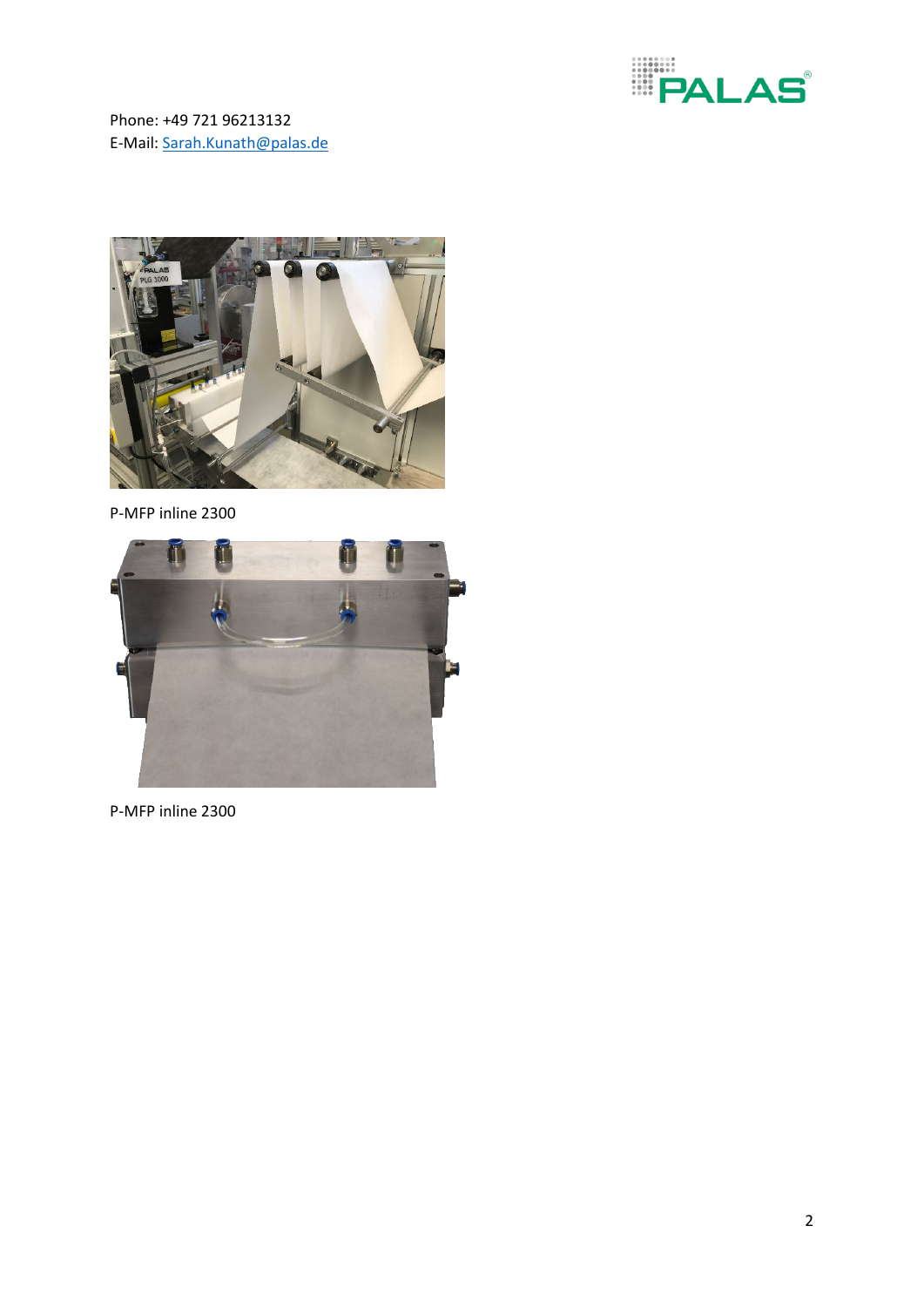Phone: +49 721 96213132
E-Mail: Sarah.Kunath@palas.de

P-MFP inline 2300

P-MFP inline 2300